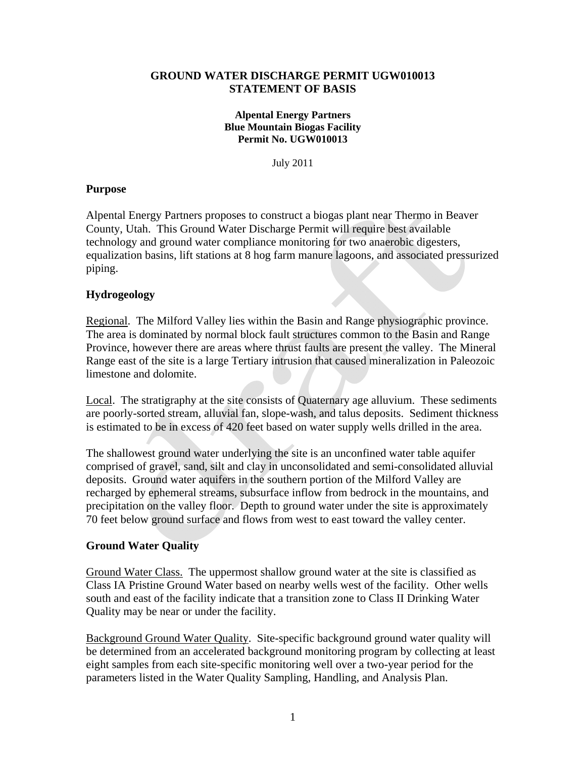# GROUND WATER DISCHARGE PERMIT UGW010013
# STATEMENT OF BASIS

**Alpental Energy Partners**
**Blue Mountain Biogas Facility**
**Permit No. UGW010013**

July 2011

## Purpose

Alpental Energy Partners proposes to construct a biogas plant near Thermo in Beaver County, Utah. This Ground Water Discharge Permit will require best available technology and ground water compliance monitoring for two anaerobic digesters, equalization basins, lift stations at 8 hog farm manure lagoons, and associated pressurized piping.

## Hydrogeology

Regional. The Milford Valley lies within the Basin and Range physiographic province. The area is dominated by normal block fault structures common to the Basin and Range Province, however there are areas where thrust faults are present the valley. The Mineral Range east of the site is a large Tertiary intrusion that caused mineralization in Paleozoic limestone and dolomite.

Local. The stratigraphy at the site consists of Quaternary age alluvium. These sediments are poorly-sorted stream, alluvial fan, slope-wash, and talus deposits. Sediment thickness is estimated to be in excess of 420 feet based on water supply wells drilled in the area.

The shallowest ground water underlying the site is an unconfined water table aquifer comprised of gravel, sand, silt and clay in unconsolidated and semi-consolidated alluvial deposits. Ground water aquifers in the southern portion of the Milford Valley are recharged by ephemeral streams, subsurface inflow from bedrock in the mountains, and precipitation on the valley floor. Depth to ground water under the site is approximately 70 feet below ground surface and flows from west to east toward the valley center.

## Ground Water Quality

Ground Water Class. The uppermost shallow ground water at the site is classified as Class IA Pristine Ground Water based on nearby wells west of the facility. Other wells south and east of the facility indicate that a transition zone to Class II Drinking Water Quality may be near or under the facility.

Background Ground Water Quality. Site-specific background ground water quality will be determined from an accelerated background monitoring program by collecting at least eight samples from each site-specific monitoring well over a two-year period for the parameters listed in the Water Quality Sampling, Handling, and Analysis Plan.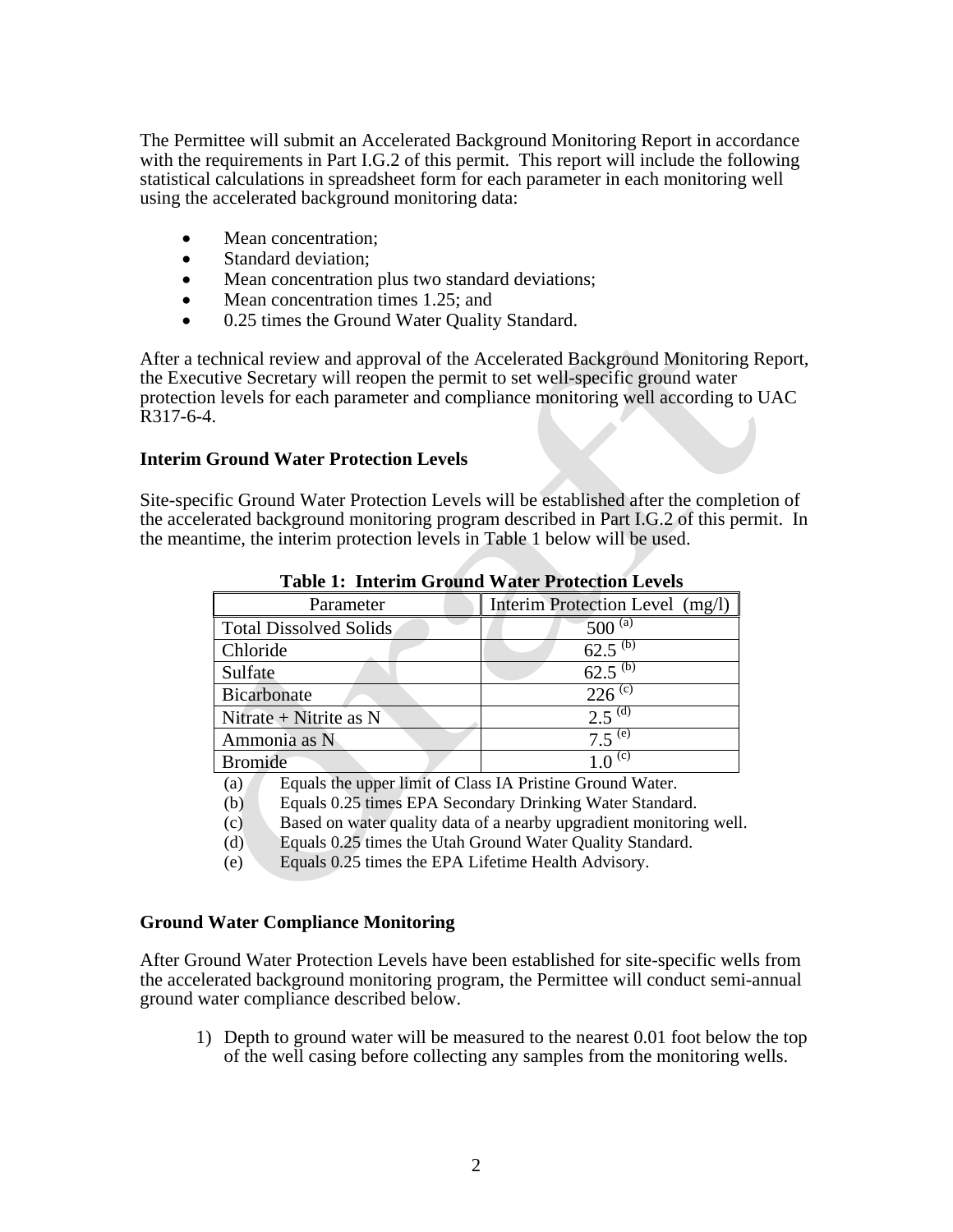The Permittee will submit an Accelerated Background Monitoring Report in accordance with the requirements in Part I.G.2 of this permit. This report will include the following statistical calculations in spreadsheet form for each parameter in each monitoring well using the accelerated background monitoring data:

- Mean concentration;
- Standard deviation;
- Mean concentration plus two standard deviations;
- Mean concentration times 1.25; and
- 0.25 times the Ground Water Quality Standard.

After a technical review and approval of the Accelerated Background Monitoring Report, the Executive Secretary will reopen the permit to set well-specific ground water protection levels for each parameter and compliance monitoring well according to UAC R317-6-4.

**Interim Ground Water Protection Levels**

Site-specific Ground Water Protection Levels will be established after the completion of the accelerated background monitoring program described in Part I.G.2 of this permit. In the meantime, the interim protection levels in Table 1 below will be used.

**Table 1: Interim Ground Water Protection Levels**

| Parameter | Interim Protection Level (mg/l) |
|---|---|
| Total Dissolved Solids | 500 [(a)] |
| Chloride | 62.5 [(b)] |
| Sulfate | 62.5 [(b)] |
| Bicarbonate | 226 [(c)] |
| Nitrate + Nitrite as N | 2.5 [(d)] |
| Ammonia as N | 7.5 [(e)] |
| Bromide | 1.0 [(c)] |

(a) Equals the upper limit of Class IA Pristine Ground Water.
(b) Equals 0.25 times EPA Secondary Drinking Water Standard.
(c) Based on water quality data of a nearby upgradient monitoring well.
(d) Equals 0.25 times the Utah Ground Water Quality Standard.
(e) Equals 0.25 times the EPA Lifetime Health Advisory.

**Ground Water Compliance Monitoring**

After Ground Water Protection Levels have been established for site-specific wells from the accelerated background monitoring program, the Permittee will conduct semi-annual ground water compliance described below.

1) Depth to ground water will be measured to the nearest 0.01 foot below the top of the well casing before collecting any samples from the monitoring wells.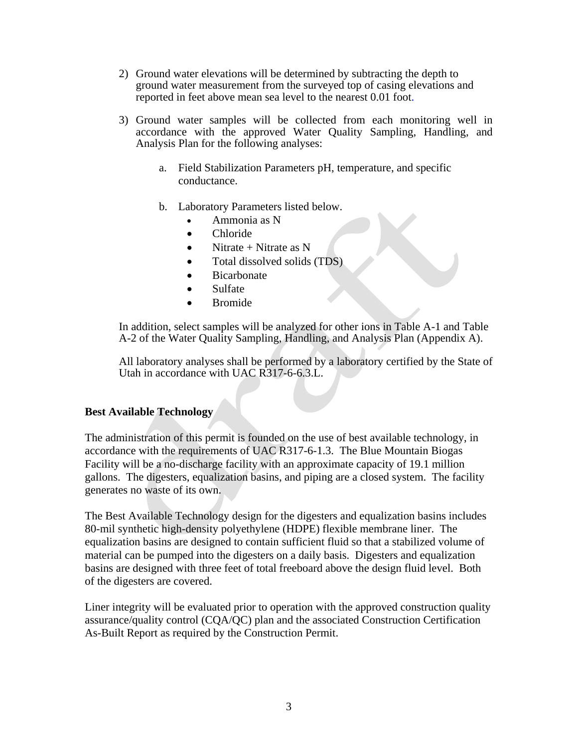2) Ground water elevations will be determined by subtracting the depth to ground water measurement from the surveyed top of casing elevations and reported in feet above mean sea level to the nearest 0.01 foot.

3) Ground water samples will be collected from each monitoring well in accordance with the approved Water Quality Sampling, Handling, and Analysis Plan for the following analyses:

   a. Field Stabilization Parameters pH, temperature, and specific conductance.

   b. Laboratory Parameters listed below.
      - Ammonia as N
      - Chloride
      - Nitrate + Nitrate as N
      - Total dissolved solids (TDS)
      - Bicarbonate
      - Sulfate
      - Bromide

In addition, select samples will be analyzed for other ions in Table A-1 and Table A-2 of the Water Quality Sampling, Handling, and Analysis Plan (Appendix A).

All laboratory analyses shall be performed by a laboratory certified by the State of Utah in accordance with UAC R317-6-6.3.L.

**Best Available Technology**

The administration of this permit is founded on the use of best available technology, in accordance with the requirements of UAC R317-6-1.3. The Blue Mountain Biogas Facility will be a no-discharge facility with an approximate capacity of 19.1 million gallons. The digesters, equalization basins, and piping are a closed system. The facility generates no waste of its own.

The Best Available Technology design for the digesters and equalization basins includes 80-mil synthetic high-density polyethylene (HDPE) flexible membrane liner. The equalization basins are designed to contain sufficient fluid so that a stabilized volume of material can be pumped into the digesters on a daily basis. Digesters and equalization basins are designed with three feet of total freeboard above the design fluid level. Both of the digesters are covered.

Liner integrity will be evaluated prior to operation with the approved construction quality assurance/quality control (CQA/QC) plan and the associated Construction Certification As-Built Report as required by the Construction Permit.